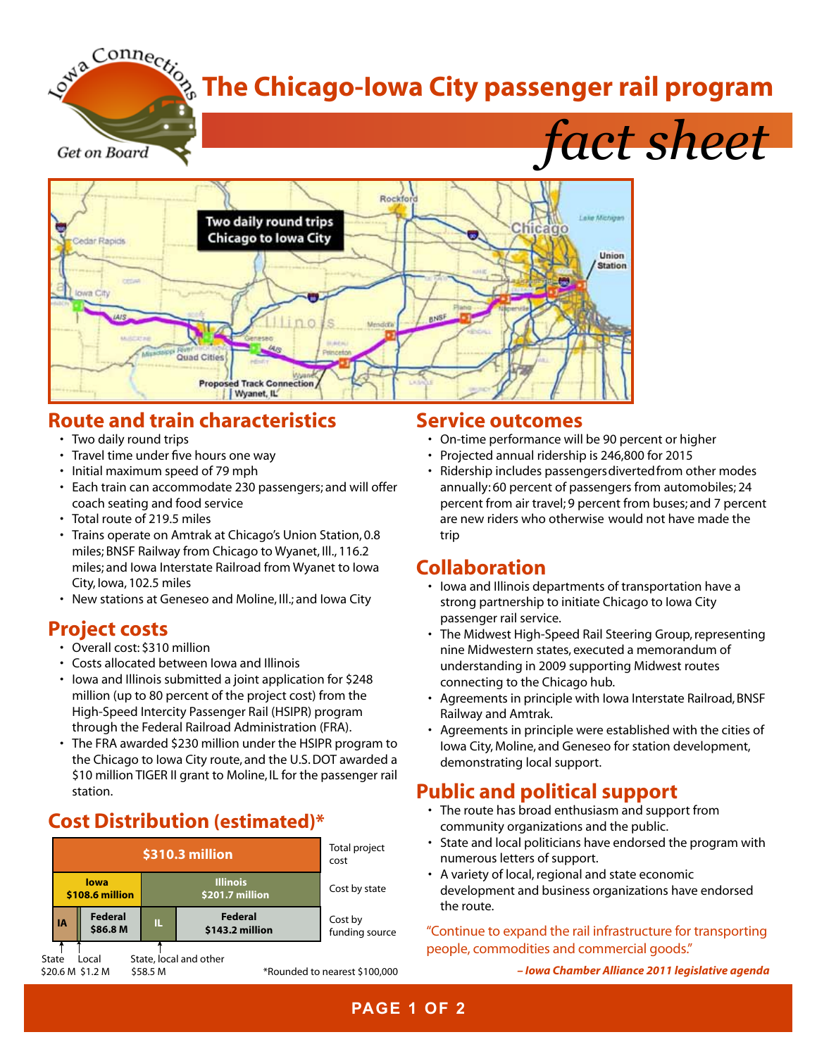# The Chicago-Iowa City passenger rail program

# *fact sheet*

## Route and train characteristics

- Two daily round trips
- Travel time under five hours one way
- Initial maximum speed of 79 mph
- Each train can accommodate 230 passengers; and will offer coach seating and food service
- Total route of 219.5 miles
- Trains operate on Amtrak at Chicago's Union Station, 0.8 miles; BNSF Railway from Chicago to Wyanet, Ill., 116.2 miles; and Iowa Interstate Railroad from Wyanet to Iowa City, Iowa, 102.5 miles
- New stations at Geneseo and Moline, Ill.; and Iowa City

## Project costs

- Overall cost: $310 million
- Costs allocated between Iowa and Illinois
- Iowa and Illinois submitted a joint application for $248 million (up to 80 percent of the project cost) from the High-Speed Intercity Passenger Rail (HSIPR) program through the Federal Railroad Administration (FRA).
- The FRA awarded $230 million under the HSIPR program to the Chicago to Iowa City route, and the U.S. DOT awarded a $10 million TIGER II grant to Moline, IL for the passenger rail station.

## Cost Distribution (estimated)*

| $310.3 million | | | | Total project cost |
|---|---|---|---|---|
| Iowa $108.6 million | | Illinois $201.7 million | | Cost by state |
| IA | Federal $86.8 M | IL | Federal $143.2 million | Cost by funding source |

IA: State $20.6 M, Local $1.2 M; IL: State, local and other $58.5 M

*Rounded to nearest $100,000

## Service outcomes

- On-time performance will be 90 percent or higher
- Projected annual ridership is 246,800 for 2015
- Ridership includes passengers diverted from other modes annually: 60 percent of passengers from automobiles; 24 percent from air travel; 9 percent from buses; and 7 percent are new riders who otherwise would not have made the trip

## Collaboration

- Iowa and Illinois departments of transportation have a strong partnership to initiate Chicago to Iowa City passenger rail service.
- The Midwest High-Speed Rail Steering Group, representing nine Midwestern states, executed a memorandum of understanding in 2009 supporting Midwest routes connecting to the Chicago hub.
- Agreements in principle with Iowa Interstate Railroad, BNSF Railway and Amtrak.
- Agreements in principle were established with the cities of Iowa City, Moline, and Geneseo for station development, demonstrating local support.

## Public and political support

- The route has broad enthusiasm and support from community organizations and the public.
- State and local politicians have endorsed the program with numerous letters of support.
- A variety of local, regional and state economic development and business organizations have endorsed the route.

"Continue to expand the rail infrastructure for transporting people, commodities and commercial goods."

***– Iowa Chamber Alliance 2011 legislative agenda***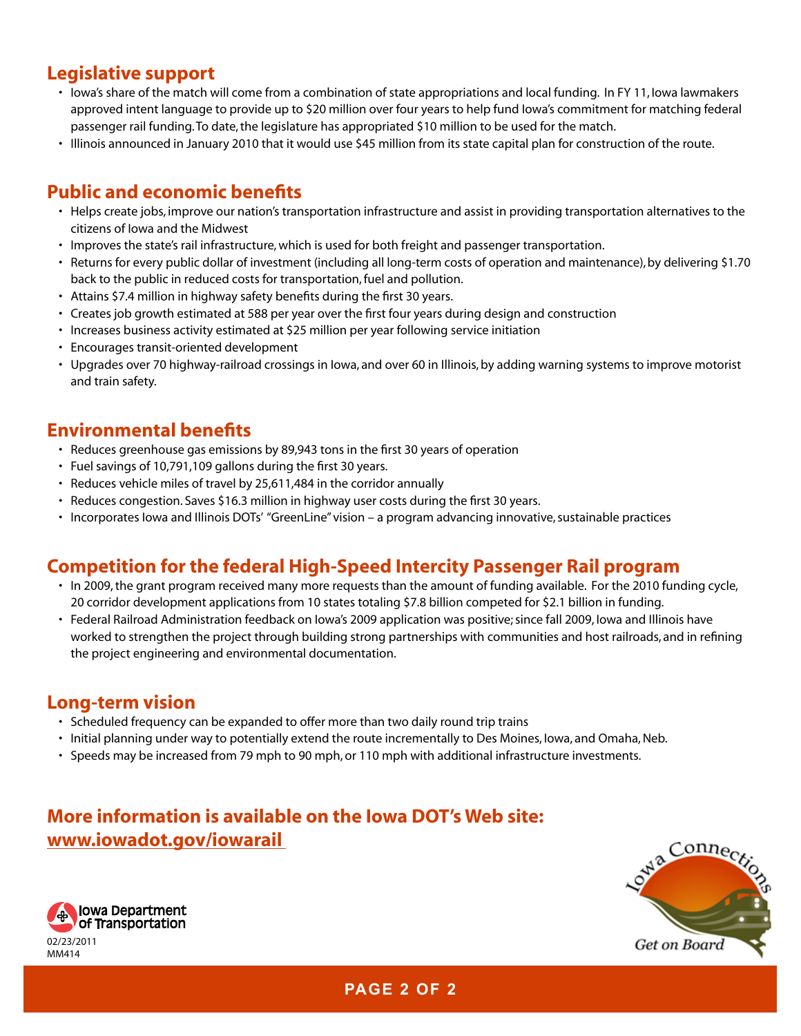## Legislative support

- Iowa's share of the match will come from a combination of state appropriations and local funding. In FY 11, Iowa lawmakers approved intent language to provide up to $20 million over four years to help fund Iowa's commitment for matching federal passenger rail funding. To date, the legislature has appropriated $10 million to be used for the match.
- Illinois announced in January 2010 that it would use $45 million from its state capital plan for construction of the route.

## Public and economic benefits

- Helps create jobs, improve our nation's transportation infrastructure and assist in providing transportation alternatives to the citizens of Iowa and the Midwest
- Improves the state's rail infrastructure, which is used for both freight and passenger transportation.
- Returns for every public dollar of investment (including all long-term costs of operation and maintenance), by delivering $1.70 back to the public in reduced costs for transportation, fuel and pollution.
- Attains $7.4 million in highway safety benefits during the first 30 years.
- Creates job growth estimated at 588 per year over the first four years during design and construction
- Increases business activity estimated at $25 million per year following service initiation
- Encourages transit-oriented development
- Upgrades over 70 highway-railroad crossings in Iowa, and over 60 in Illinois, by adding warning systems to improve motorist and train safety.

## Environmental benefits

- Reduces greenhouse gas emissions by 89,943 tons in the first 30 years of operation
- Fuel savings of 10,791,109 gallons during the first 30 years.
- Reduces vehicle miles of travel by 25,611,484 in the corridor annually
- Reduces congestion. Saves $16.3 million in highway user costs during the first 30 years.
- Incorporates Iowa and Illinois DOTs' "GreenLine" vision – a program advancing innovative, sustainable practices

## Competition for the federal High-Speed Intercity Passenger Rail program

- In 2009, the grant program received many more requests than the amount of funding available. For the 2010 funding cycle, 20 corridor development applications from 10 states totaling $7.8 billion competed for $2.1 billion in funding.
- Federal Railroad Administration feedback on Iowa's 2009 application was positive; since fall 2009, Iowa and Illinois have worked to strengthen the project through building strong partnerships with communities and host railroads, and in refining the project engineering and environmental documentation.

## Long-term vision

- Scheduled frequency can be expanded to offer more than two daily round trip trains
- Initial planning under way to potentially extend the route incrementally to Des Moines, Iowa, and Omaha, Neb.
- Speeds may be increased from 79 mph to 90 mph, or 110 mph with additional infrastructure investments.

## More information is available on the Iowa DOT's Web site: www.iowadot.gov/iowarail

Iowa Department of Transportation

02/23/2011
MM414

Iowa Connections
Get on Board